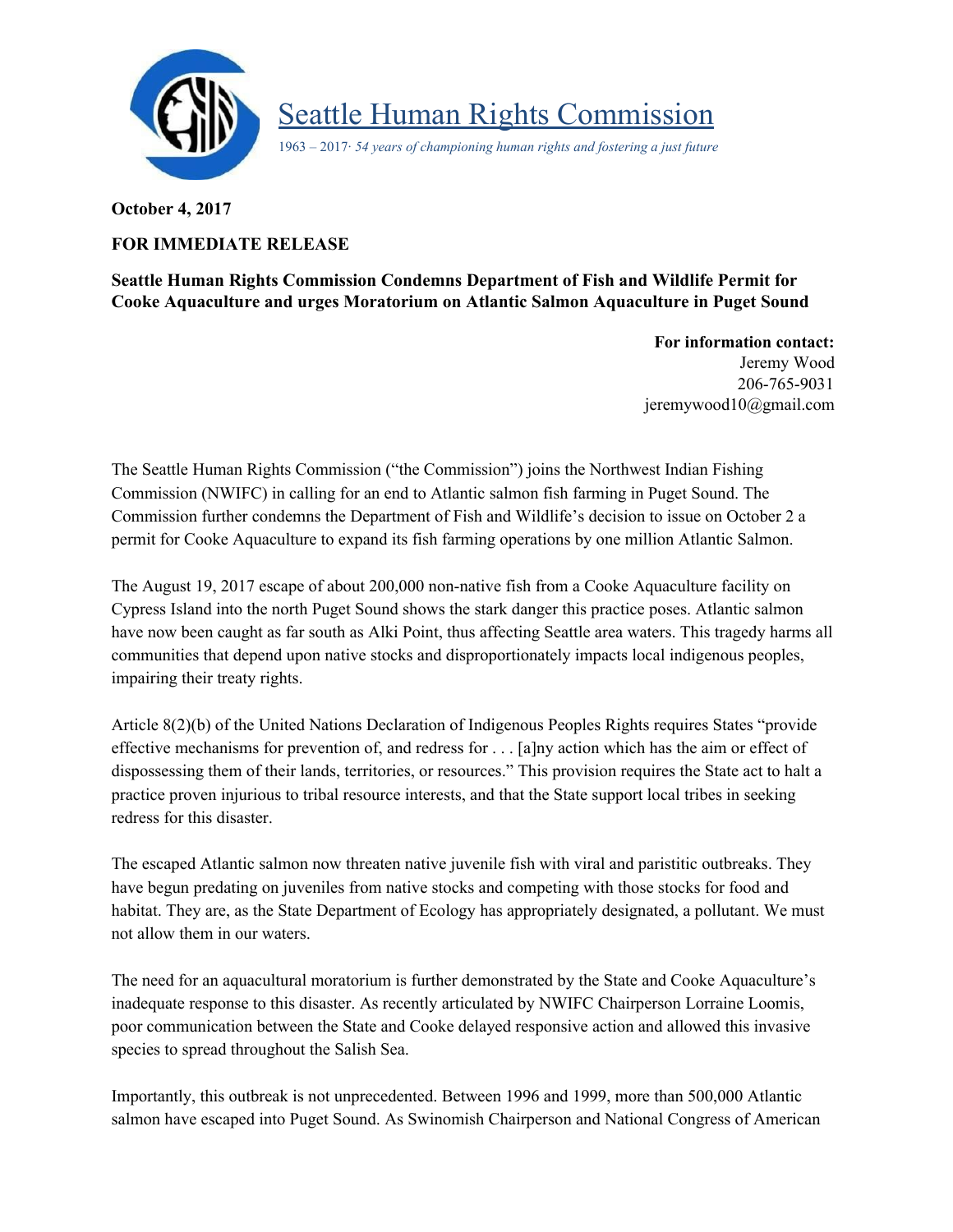# Seattle Human Rights Commission

*1963 – 2017· 54 years of championing human rights and fostering a just future*

**October 4, 2017**

**FOR IMMEDIATE RELEASE**

**Seattle Human Rights Commission Condemns Department of Fish and Wildlife Permit for Cooke Aquaculture and urges Moratorium on Atlantic Salmon Aquaculture in Puget Sound**

**For information contact:**
Jeremy Wood
206-765-9031
jeremywood10@gmail.com

The Seattle Human Rights Commission ("the Commission") joins the Northwest Indian Fishing Commission (NWIFC) in calling for an end to Atlantic salmon fish farming in Puget Sound. The Commission further condemns the Department of Fish and Wildlife's decision to issue on October 2 a permit for Cooke Aquaculture to expand its fish farming operations by one million Atlantic Salmon.

The August 19, 2017 escape of about 200,000 non-native fish from a Cooke Aquaculture facility on Cypress Island into the north Puget Sound shows the stark danger this practice poses. Atlantic salmon have now been caught as far south as Alki Point, thus affecting Seattle area waters. This tragedy harms all communities that depend upon native stocks and disproportionately impacts local indigenous peoples, impairing their treaty rights.

Article 8(2)(b) of the United Nations Declaration of Indigenous Peoples Rights requires States "provide effective mechanisms for prevention of, and redress for . . . [a]ny action which has the aim or effect of dispossessing them of their lands, territories, or resources." This provision requires the State act to halt a practice proven injurious to tribal resource interests, and that the State support local tribes in seeking redress for this disaster.

The escaped Atlantic salmon now threaten native juvenile fish with viral and paristitic outbreaks. They have begun predating on juveniles from native stocks and competing with those stocks for food and habitat. They are, as the State Department of Ecology has appropriately designated, a pollutant. We must not allow them in our waters.

The need for an aquacultural moratorium is further demonstrated by the State and Cooke Aquaculture's inadequate response to this disaster. As recently articulated by NWIFC Chairperson Lorraine Loomis, poor communication between the State and Cooke delayed responsive action and allowed this invasive species to spread throughout the Salish Sea.

Importantly, this outbreak is not unprecedented. Between 1996 and 1999, more than 500,000 Atlantic salmon have escaped into Puget Sound. As Swinomish Chairperson and National Congress of American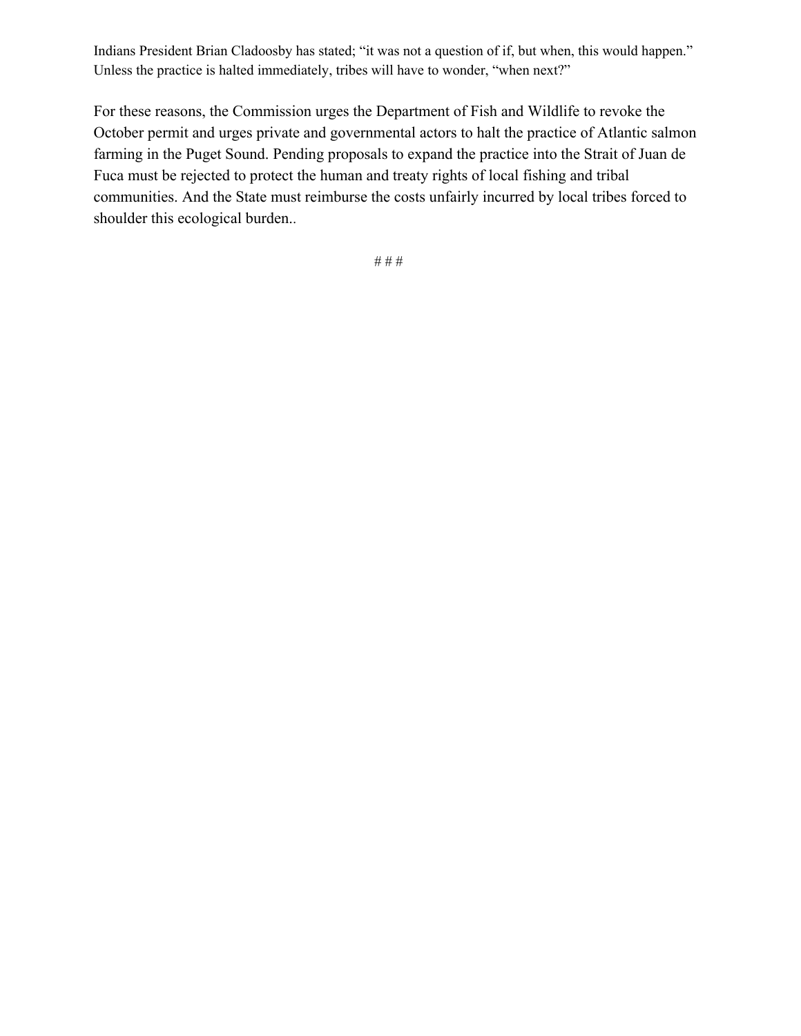Indians President Brian Cladoosby has stated; “it was not a question of if, but when, this would happen.” Unless the practice is halted immediately, tribes will have to wonder, “when next?”

For these reasons, the Commission urges the Department of Fish and Wildlife to revoke the October permit and urges private and governmental actors to halt the practice of Atlantic salmon farming in the Puget Sound. Pending proposals to expand the practice into the Strait of Juan de Fuca must be rejected to protect the human and treaty rights of local fishing and tribal communities. And the State must reimburse the costs unfairly incurred by local tribes forced to shoulder this ecological burden..

# # #